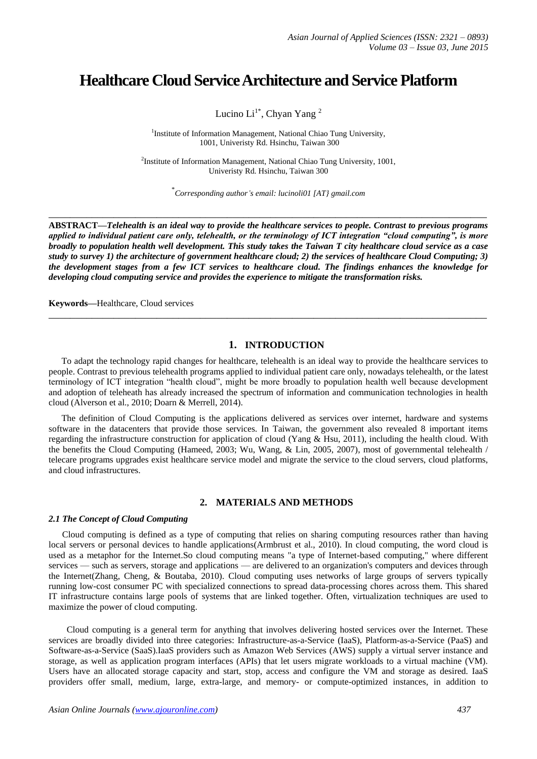# Healthcare Cloud Service Architecture and Service Platform

Lucino Li[1*], Chyan Yang [2]

[1]Institute of Information Management, National Chiao Tung University, 1001, Univeristy Rd. Hsinchu, Taiwan 300

[2]Institute of Information Management, National Chiao Tung University, 1001, Univeristy Rd. Hsinchu, Taiwan 300

[*]*Corresponding author's email: lucinoli01 [AT] gmail.com*

---

**ABSTRACT—*Telehealth is an ideal way to provide the healthcare services to people. Contrast to previous programs applied to individual patient care only, telehealth, or the terminology of ICT integration "cloud computing", is more broadly to population health well development. This study takes the Taiwan T city healthcare cloud service as a case study to survey 1) the architecture of government healthcare cloud; 2) the services of healthcare Cloud Computing; 3) the development stages from a few ICT services to healthcare cloud. The findings enhances the knowledge for developing cloud computing service and provides the experience to mitigate the transformation risks.***

**Keywords—**Healthcare, Cloud services

---

## 1. INTRODUCTION

To adapt the technology rapid changes for healthcare, telehealth is an ideal way to provide the healthcare services to people. Contrast to previous telehealth programs applied to individual patient care only, nowadays telehealth, or the latest terminology of ICT integration "health cloud", might be more broadly to population health well because development and adoption of teleheath has already increased the spectrum of information and communication technologies in health cloud (Alverson et al., 2010; Doarn & Merrell, 2014).

The definition of Cloud Computing is the applications delivered as services over internet, hardware and systems software in the datacenters that provide those services. In Taiwan, the government also revealed 8 important items regarding the infrastructure construction for application of cloud (Yang & Hsu, 2011), including the health cloud. With the benefits the Cloud Computing (Hameed, 2003; Wu, Wang, & Lin, 2005, 2007), most of governmental telehealth / telecare programs upgrades exist healthcare service model and migrate the service to the cloud servers, cloud platforms, and cloud infrastructures.

## 2. MATERIALS AND METHODS

### *2.1 The Concept of Cloud Computing*

Cloud computing is defined as a type of computing that relies on sharing computing resources rather than having local servers or personal devices to handle applications(Armbrust et al., 2010). In cloud computing, the word cloud is used as a metaphor for the Internet.So cloud computing means "a type of Internet-based computing," where different services — such as servers, storage and applications — are delivered to an organization's computers and devices through the Internet(Zhang, Cheng, & Boutaba, 2010). Cloud computing uses networks of large groups of servers typically running low-cost consumer PC with specialized connections to spread data-processing chores across them. This shared IT infrastructure contains large pools of systems that are linked together. Often, virtualization techniques are used to maximize the power of cloud computing.

Cloud computing is a general term for anything that involves delivering hosted services over the Internet. These services are broadly divided into three categories: Infrastructure-as-a-Service (IaaS), Platform-as-a-Service (PaaS) and Software-as-a-Service (SaaS).IaaS providers such as Amazon Web Services (AWS) supply a virtual server instance and storage, as well as application program interfaces (APIs) that let users migrate workloads to a virtual machine (VM). Users have an allocated storage capacity and start, stop, access and configure the VM and storage as desired. IaaS providers offer small, medium, large, extra-large, and memory- or compute-optimized instances, in addition to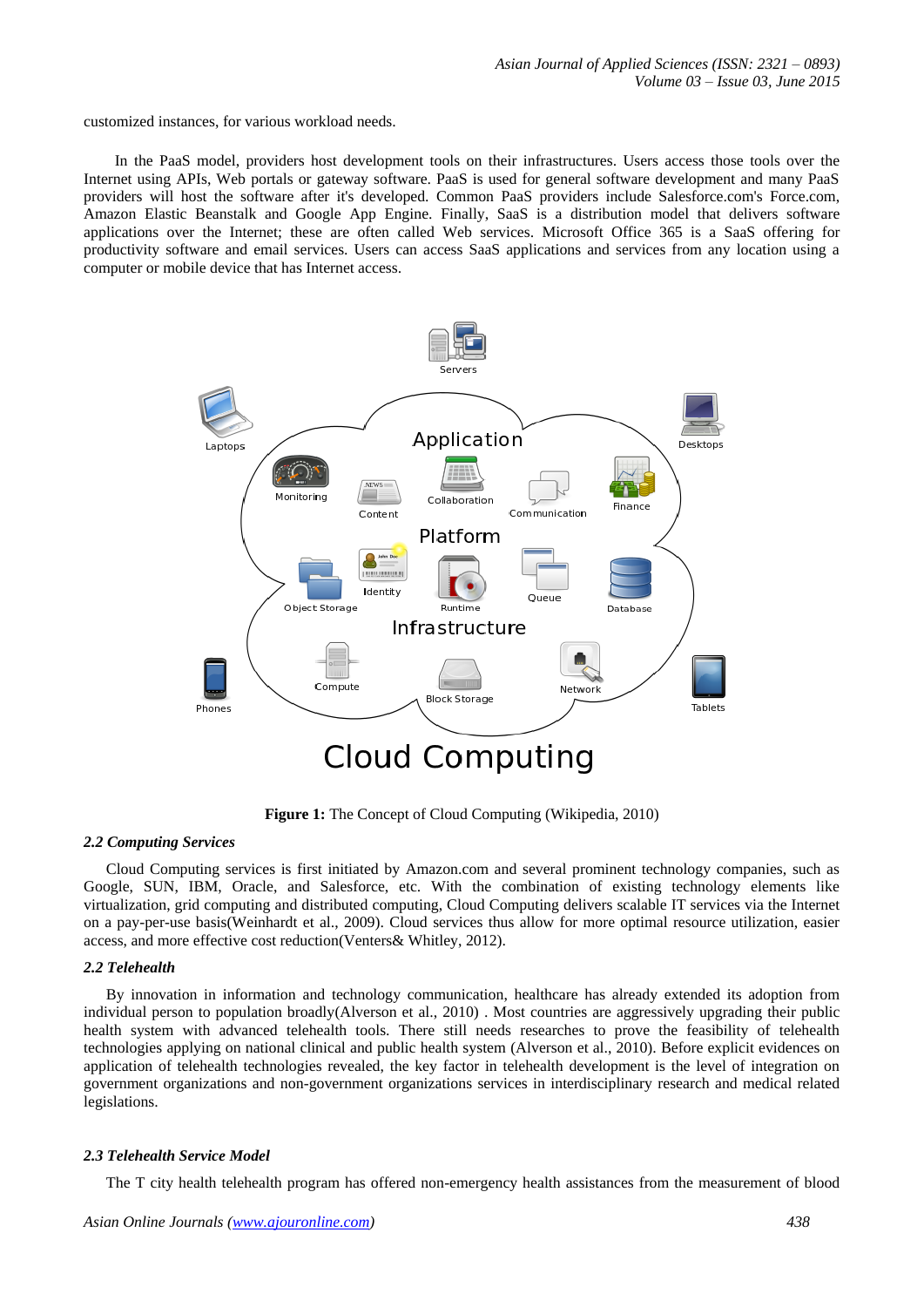customized instances, for various workload needs.

In the PaaS model, providers host development tools on their infrastructures. Users access those tools over the Internet using APIs, Web portals or gateway software. PaaS is used for general software development and many PaaS providers will host the software after it's developed. Common PaaS providers include Salesforce.com's Force.com, Amazon Elastic Beanstalk and Google App Engine. Finally, SaaS is a distribution model that delivers software applications over the Internet; these are often called Web services. Microsoft Office 365 is a SaaS offering for productivity software and email services. Users can access SaaS applications and services from any location using a computer or mobile device that has Internet access.

**Figure 1:** The Concept of Cloud Computing (Wikipedia, 2010)

### *2.2 Computing Services*

Cloud Computing services is first initiated by Amazon.com and several prominent technology companies, such as Google, SUN, IBM, Oracle, and Salesforce, etc. With the combination of existing technology elements like virtualization, grid computing and distributed computing, Cloud Computing delivers scalable IT services via the Internet on a pay-per-use basis(Weinhardt et al., 2009). Cloud services thus allow for more optimal resource utilization, easier access, and more effective cost reduction(Venters& Whitley, 2012).

### *2.2 Telehealth*

By innovation in information and technology communication, healthcare has already extended its adoption from individual person to population broadly(Alverson et al., 2010) . Most countries are aggressively upgrading their public health system with advanced telehealth tools. There still needs researches to prove the feasibility of telehealth technologies applying on national clinical and public health system (Alverson et al., 2010). Before explicit evidences on application of telehealth technologies revealed, the key factor in telehealth development is the level of integration on government organizations and non-government organizations services in interdisciplinary research and medical related legislations.

### *2.3 Telehealth Service Model*

The T city health telehealth program has offered non-emergency health assistances from the measurement of blood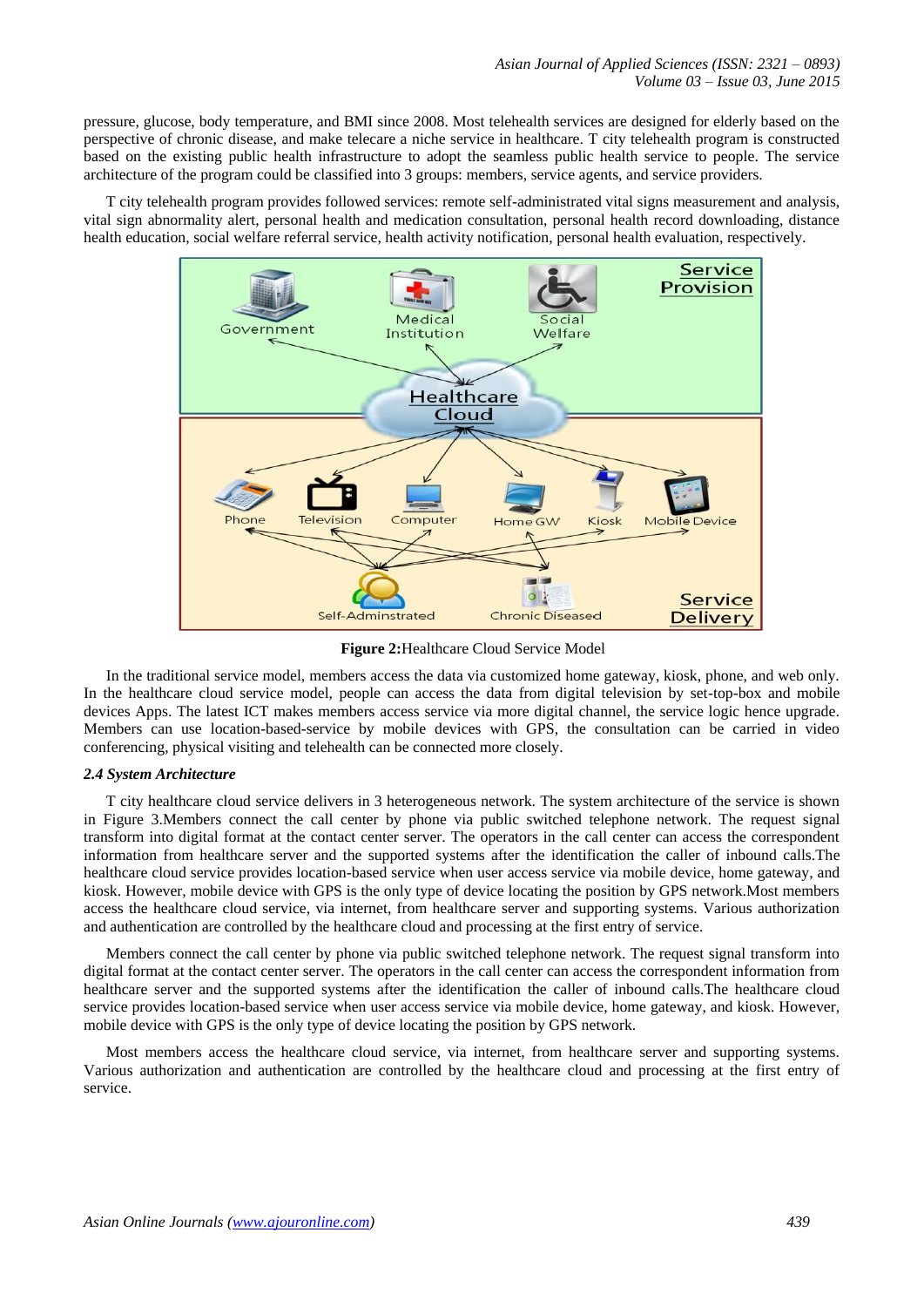pressure, glucose, body temperature, and BMI since 2008. Most telehealth services are designed for elderly based on the perspective of chronic disease, and make telecare a niche service in healthcare. T city telehealth program is constructed based on the existing public health infrastructure to adopt the seamless public health service to people. The service architecture of the program could be classified into 3 groups: members, service agents, and service providers.

T city telehealth program provides followed services: remote self-administrated vital signs measurement and analysis, vital sign abnormality alert, personal health and medication consultation, personal health record downloading, distance health education, social welfare referral service, health activity notification, personal health evaluation, respectively.

**Figure 2:**Healthcare Cloud Service Model

In the traditional service model, members access the data via customized home gateway, kiosk, phone, and web only. In the healthcare cloud service model, people can access the data from digital television by set-top-box and mobile devices Apps. The latest ICT makes members access service via more digital channel, the service logic hence upgrade. Members can use location-based-service by mobile devices with GPS, the consultation can be carried in video conferencing, physical visiting and telehealth can be connected more closely.

### *2.4 System Architecture*

T city healthcare cloud service delivers in 3 heterogeneous network. The system architecture of the service is shown in Figure 3.Members connect the call center by phone via public switched telephone network. The request signal transform into digital format at the contact center server. The operators in the call center can access the correspondent information from healthcare server and the supported systems after the identification the caller of inbound calls.The healthcare cloud service provides location-based service when user access service via mobile device, home gateway, and kiosk. However, mobile device with GPS is the only type of device locating the position by GPS network.Most members access the healthcare cloud service, via internet, from healthcare server and supporting systems. Various authorization and authentication are controlled by the healthcare cloud and processing at the first entry of service.

Members connect the call center by phone via public switched telephone network. The request signal transform into digital format at the contact center server. The operators in the call center can access the correspondent information from healthcare server and the supported systems after the identification the caller of inbound calls.The healthcare cloud service provides location-based service when user access service via mobile device, home gateway, and kiosk. However, mobile device with GPS is the only type of device locating the position by GPS network.

Most members access the healthcare cloud service, via internet, from healthcare server and supporting systems. Various authorization and authentication are controlled by the healthcare cloud and processing at the first entry of service.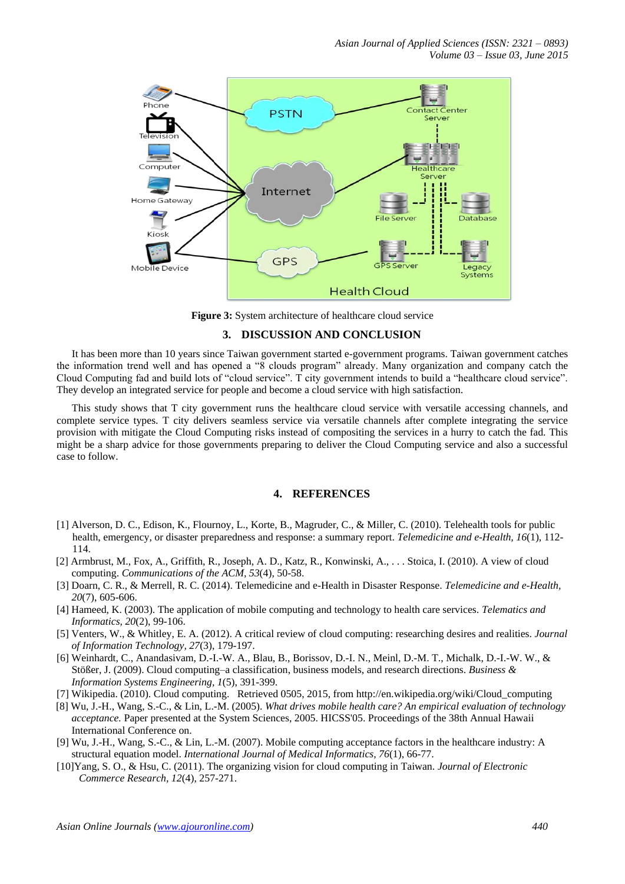**Figure 3:** System architecture of healthcare cloud service

## 3. DISCUSSION AND CONCLUSION

It has been more than 10 years since Taiwan government started e-government programs. Taiwan government catches the information trend well and has opened a "8 clouds program" already. Many organization and company catch the Cloud Computing fad and build lots of "cloud service". T city government intends to build a "healthcare cloud service". They develop an integrated service for people and become a cloud service with high satisfaction.

This study shows that T city government runs the healthcare cloud service with versatile accessing channels, and complete service types. T city delivers seamless service via versatile channels after complete integrating the service provision with mitigate the Cloud Computing risks instead of compositing the services in a hurry to catch the fad. This might be a sharp advice for those governments preparing to deliver the Cloud Computing service and also a successful case to follow.

## 4. REFERENCES

[1] Alverson, D. C., Edison, K., Flournoy, L., Korte, B., Magruder, C., & Miller, C. (2010). Telehealth tools for public health, emergency, or disaster preparedness and response: a summary report. *Telemedicine and e-Health, 16*(1), 112-114.

[2] Armbrust, M., Fox, A., Griffith, R., Joseph, A. D., Katz, R., Konwinski, A., . . . Stoica, I. (2010). A view of cloud computing. *Communications of the ACM, 53*(4), 50-58.

[3] Doarn, C. R., & Merrell, R. C. (2014). Telemedicine and e-Health in Disaster Response. *Telemedicine and e-Health, 20*(7), 605-606.

[4] Hameed, K. (2003). The application of mobile computing and technology to health care services. *Telematics and Informatics, 20*(2), 99-106.

[5] Venters, W., & Whitley, E. A. (2012). A critical review of cloud computing: researching desires and realities. *Journal of Information Technology, 27*(3), 179-197.

[6] Weinhardt, C., Anandasivam, D.-I.-W. A., Blau, B., Borissov, D.-I. N., Meinl, D.-M. T., Michalk, D.-I.-W. W., & Stößer, J. (2009). Cloud computing–a classification, business models, and research directions. *Business & Information Systems Engineering, 1*(5), 391-399.

[7] Wikipedia. (2010). Cloud computing. Retrieved 0505, 2015, from http://en.wikipedia.org/wiki/Cloud_computing

[8] Wu, J.-H., Wang, S.-C., & Lin, L.-M. (2005). *What drives mobile health care? An empirical evaluation of technology acceptance.* Paper presented at the System Sciences, 2005. HICSS'05. Proceedings of the 38th Annual Hawaii International Conference on.

[9] Wu, J.-H., Wang, S.-C., & Lin, L.-M. (2007). Mobile computing acceptance factors in the healthcare industry: A structural equation model. *International Journal of Medical Informatics, 76*(1), 66-77.

[10]Yang, S. O., & Hsu, C. (2011). The organizing vision for cloud computing in Taiwan. *Journal of Electronic Commerce Research, 12*(4), 257-271.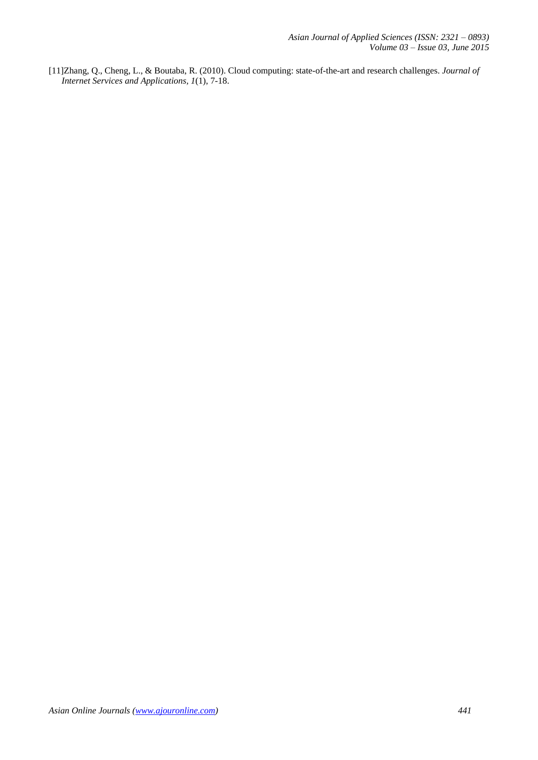[11]Zhang, Q., Cheng, L., & Boutaba, R. (2010). Cloud computing: state-of-the-art and research challenges. *Journal of Internet Services and Applications*, *1*(1), 7-18.